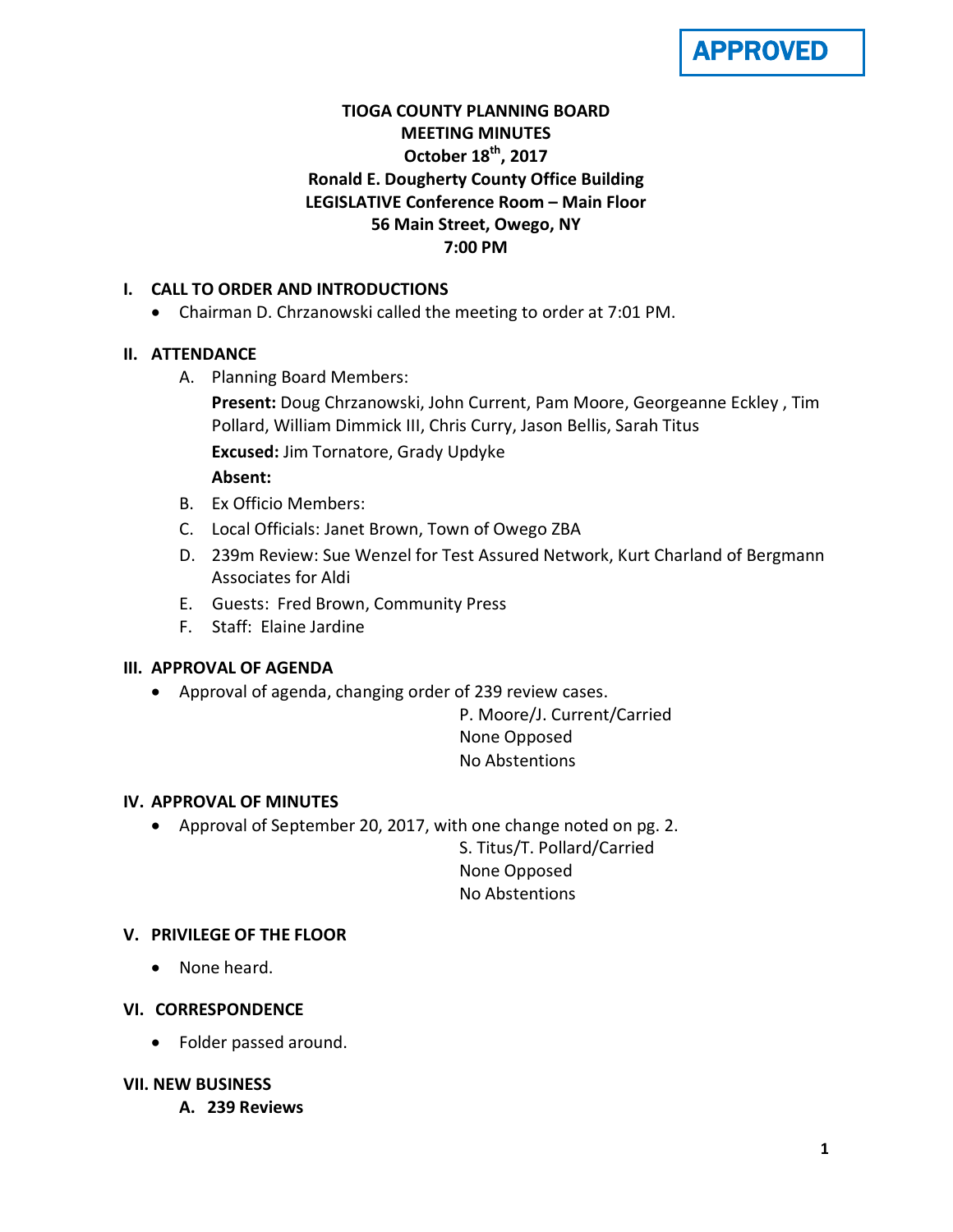**APPROVED**

# TIOGA COUNTY PLANNING BOARD
## MEETING MINUTES
### October 18th, 2017
### Ronald E. Dougherty County Office Building
### LEGISLATIVE Conference Room – Main Floor
### 56 Main Street, Owego, NY
### 7:00 PM

## I. CALL TO ORDER AND INTRODUCTIONS

- Chairman D. Chrzanowski called the meeting to order at 7:01 PM.

## II. ATTENDANCE

A. Planning Board Members:

**Present:** Doug Chrzanowski, John Current, Pam Moore, Georgeanne Eckley , Tim Pollard, William Dimmick III, Chris Curry, Jason Bellis, Sarah Titus

**Excused:** Jim Tornatore, Grady Updyke

**Absent:**

B. Ex Officio Members:

C. Local Officials: Janet Brown, Town of Owego ZBA

D. 239m Review: Sue Wenzel for Test Assured Network, Kurt Charland of Bergmann Associates for Aldi

E. Guests: Fred Brown, Community Press

F. Staff: Elaine Jardine

## III. APPROVAL OF AGENDA

- Approval of agenda, changing order of 239 review cases.

P. Moore/J. Current/Carried
None Opposed
No Abstentions

## IV. APPROVAL OF MINUTES

- Approval of September 20, 2017, with one change noted on pg. 2.

S. Titus/T. Pollard/Carried
None Opposed
No Abstentions

## V. PRIVILEGE OF THE FLOOR

- None heard.

## VI. CORRESPONDENCE

- Folder passed around.

## VII. NEW BUSINESS

### A. 239 Reviews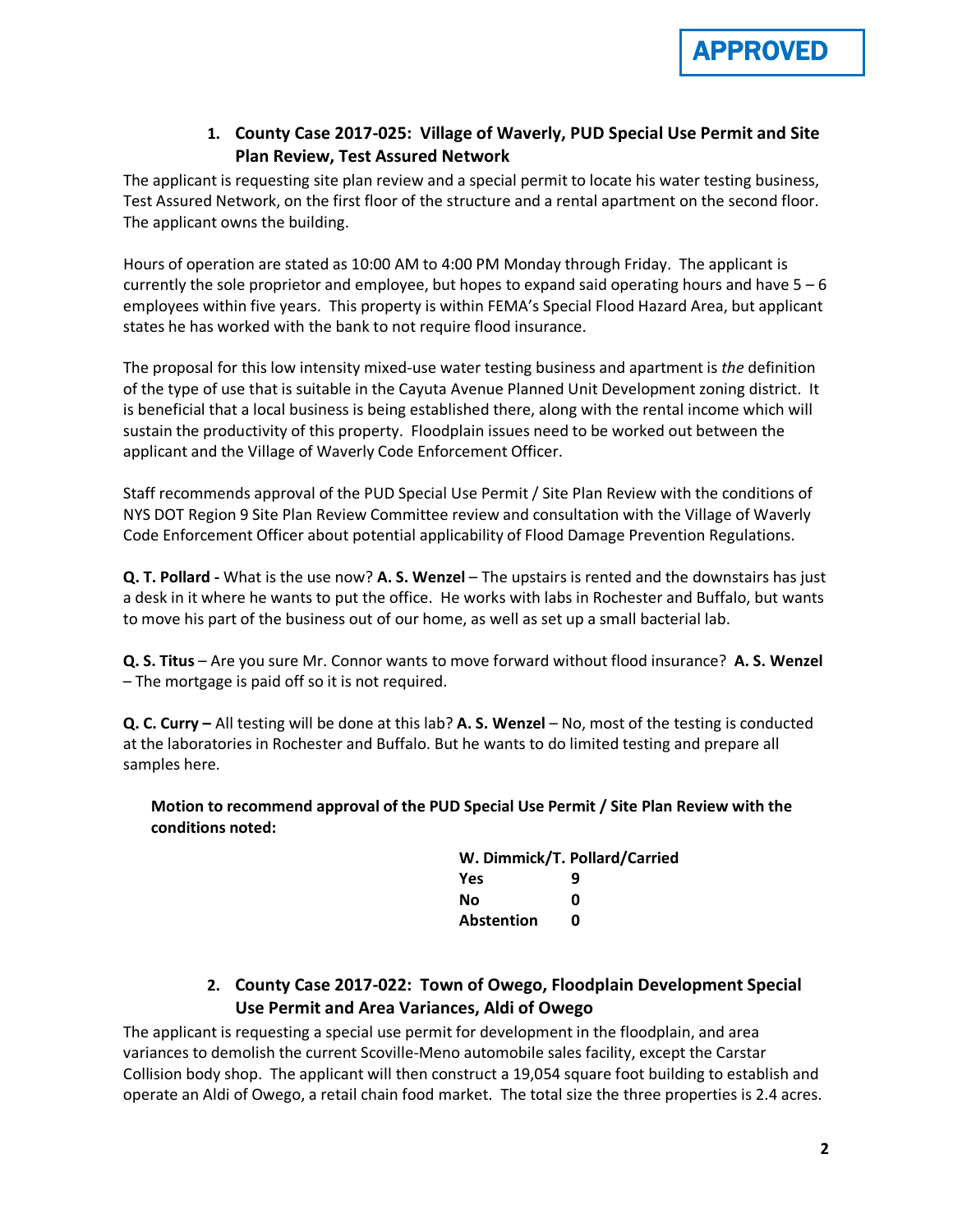**APPROVED**

### 1. County Case 2017-025: Village of Waverly, PUD Special Use Permit and Site Plan Review, Test Assured Network

The applicant is requesting site plan review and a special permit to locate his water testing business, Test Assured Network, on the first floor of the structure and a rental apartment on the second floor. The applicant owns the building.

Hours of operation are stated as 10:00 AM to 4:00 PM Monday through Friday. The applicant is currently the sole proprietor and employee, but hopes to expand said operating hours and have 5 – 6 employees within five years. This property is within FEMA's Special Flood Hazard Area, but applicant states he has worked with the bank to not require flood insurance.

The proposal for this low intensity mixed-use water testing business and apartment is *the* definition of the type of use that is suitable in the Cayuta Avenue Planned Unit Development zoning district. It is beneficial that a local business is being established there, along with the rental income which will sustain the productivity of this property. Floodplain issues need to be worked out between the applicant and the Village of Waverly Code Enforcement Officer.

Staff recommends approval of the PUD Special Use Permit / Site Plan Review with the conditions of NYS DOT Region 9 Site Plan Review Committee review and consultation with the Village of Waverly Code Enforcement Officer about potential applicability of Flood Damage Prevention Regulations.

**Q. T. Pollard -** What is the use now? **A. S. Wenzel** – The upstairs is rented and the downstairs has just a desk in it where he wants to put the office. He works with labs in Rochester and Buffalo, but wants to move his part of the business out of our home, as well as set up a small bacterial lab.

**Q. S. Titus** – Are you sure Mr. Connor wants to move forward without flood insurance? **A. S. Wenzel** – The mortgage is paid off so it is not required.

**Q. C. Curry –** All testing will be done at this lab? **A. S. Wenzel** – No, most of the testing is conducted at the laboratories in Rochester and Buffalo. But he wants to do limited testing and prepare all samples here.

**Motion to recommend approval of the PUD Special Use Permit / Site Plan Review with the conditions noted:**

**W. Dimmick/T. Pollard/Carried**

| | |
|---|---|
| **Yes** | **9** |
| **No** | **0** |
| **Abstention** | **0** |

### 2. County Case 2017-022: Town of Owego, Floodplain Development Special Use Permit and Area Variances, Aldi of Owego

The applicant is requesting a special use permit for development in the floodplain, and area variances to demolish the current Scoville-Meno automobile sales facility, except the Carstar Collision body shop. The applicant will then construct a 19,054 square foot building to establish and operate an Aldi of Owego, a retail chain food market. The total size the three properties is 2.4 acres.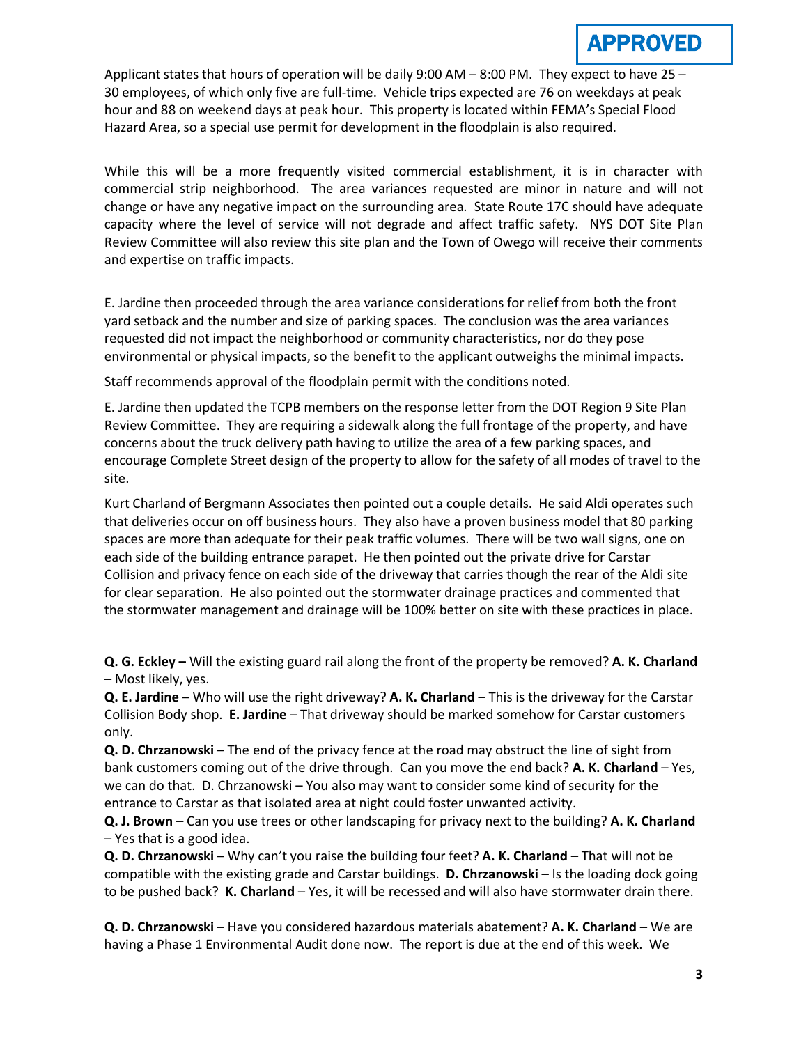**APPROVED**

Applicant states that hours of operation will be daily 9:00 AM – 8:00 PM. They expect to have 25 – 30 employees, of which only five are full-time. Vehicle trips expected are 76 on weekdays at peak hour and 88 on weekend days at peak hour. This property is located within FEMA's Special Flood Hazard Area, so a special use permit for development in the floodplain is also required.

While this will be a more frequently visited commercial establishment, it is in character with commercial strip neighborhood. The area variances requested are minor in nature and will not change or have any negative impact on the surrounding area. State Route 17C should have adequate capacity where the level of service will not degrade and affect traffic safety. NYS DOT Site Plan Review Committee will also review this site plan and the Town of Owego will receive their comments and expertise on traffic impacts.

E. Jardine then proceeded through the area variance considerations for relief from both the front yard setback and the number and size of parking spaces. The conclusion was the area variances requested did not impact the neighborhood or community characteristics, nor do they pose environmental or physical impacts, so the benefit to the applicant outweighs the minimal impacts.

Staff recommends approval of the floodplain permit with the conditions noted.

E. Jardine then updated the TCPB members on the response letter from the DOT Region 9 Site Plan Review Committee. They are requiring a sidewalk along the full frontage of the property, and have concerns about the truck delivery path having to utilize the area of a few parking spaces, and encourage Complete Street design of the property to allow for the safety of all modes of travel to the site.

Kurt Charland of Bergmann Associates then pointed out a couple details. He said Aldi operates such that deliveries occur on off business hours. They also have a proven business model that 80 parking spaces are more than adequate for their peak traffic volumes. There will be two wall signs, one on each side of the building entrance parapet. He then pointed out the private drive for Carstar Collision and privacy fence on each side of the driveway that carries though the rear of the Aldi site for clear separation. He also pointed out the stormwater drainage practices and commented that the stormwater management and drainage will be 100% better on site with these practices in place.

**Q. G. Eckley –** Will the existing guard rail along the front of the property be removed? **A. K. Charland** – Most likely, yes.
**Q. E. Jardine –** Who will use the right driveway? **A. K. Charland** – This is the driveway for the Carstar Collision Body shop. **E. Jardine** – That driveway should be marked somehow for Carstar customers only.
**Q. D. Chrzanowski –** The end of the privacy fence at the road may obstruct the line of sight from bank customers coming out of the drive through. Can you move the end back? **A. K. Charland** – Yes, we can do that. D. Chrzanowski – You also may want to consider some kind of security for the entrance to Carstar as that isolated area at night could foster unwanted activity.
**Q. J. Brown** – Can you use trees or other landscaping for privacy next to the building? **A. K. Charland** – Yes that is a good idea.
**Q. D. Chrzanowski –** Why can't you raise the building four feet? **A. K. Charland** – That will not be compatible with the existing grade and Carstar buildings. **D. Chrzanowski** – Is the loading dock going to be pushed back? **K. Charland** – Yes, it will be recessed and will also have stormwater drain there.

**Q. D. Chrzanowski** – Have you considered hazardous materials abatement? **A. K. Charland** – We are having a Phase 1 Environmental Audit done now. The report is due at the end of this week. We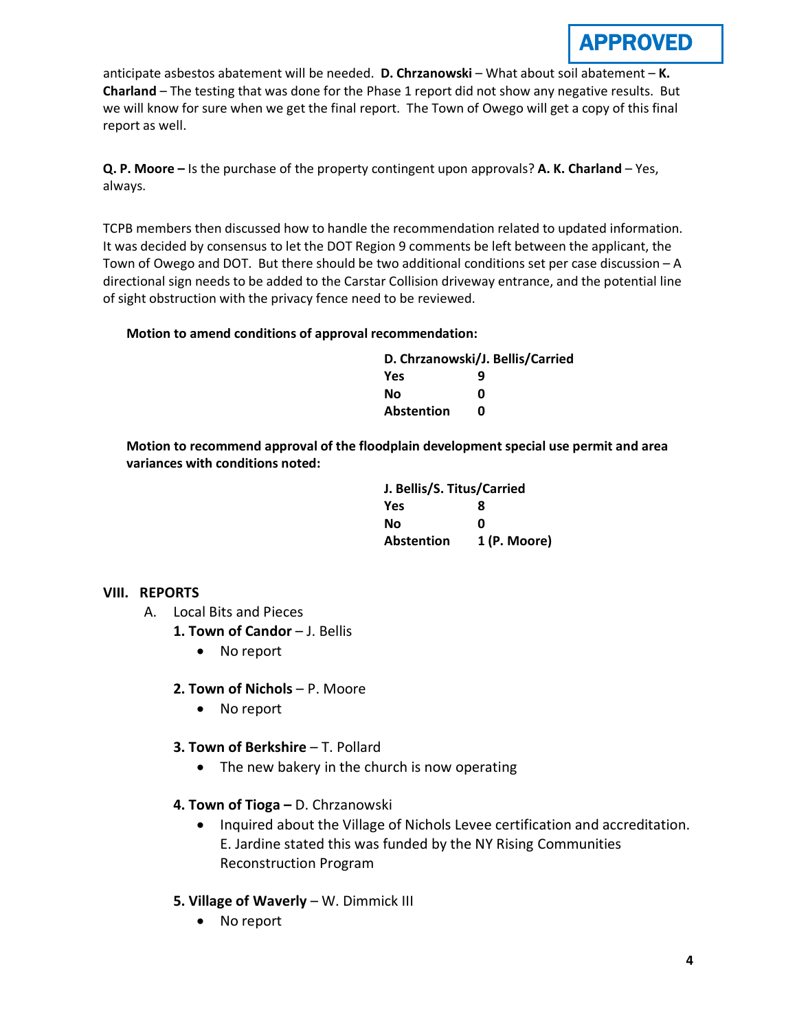**APPROVED**

anticipate asbestos abatement will be needed. **D. Chrzanowski** – What about soil abatement – **K. Charland** – The testing that was done for the Phase 1 report did not show any negative results. But we will know for sure when we get the final report. The Town of Owego will get a copy of this final report as well.

**Q. P. Moore –** Is the purchase of the property contingent upon approvals? **A. K. Charland** – Yes, always.

TCPB members then discussed how to handle the recommendation related to updated information. It was decided by consensus to let the DOT Region 9 comments be left between the applicant, the Town of Owego and DOT. But there should be two additional conditions set per case discussion – A directional sign needs to be added to the Carstar Collision driveway entrance, and the potential line of sight obstruction with the privacy fence need to be reviewed.

**Motion to amend conditions of approval recommendation:**

**D. Chrzanowski/J. Bellis/Carried**

| | |
|---|---|
| **Yes** | **9** |
| **No** | **0** |
| **Abstention** | **0** |

**Motion to recommend approval of the floodplain development special use permit and area variances with conditions noted:**

**J. Bellis/S. Titus/Carried**

| | |
|---|---|
| **Yes** | **8** |
| **No** | **0** |
| **Abstention** | **1 (P. Moore)** |

## VIII. REPORTS

A. Local Bits and Pieces

**1. Town of Candor** – J. Bellis

- No report

**2. Town of Nichols** – P. Moore

- No report

**3. Town of Berkshire** – T. Pollard

- The new bakery in the church is now operating

**4. Town of Tioga –** D. Chrzanowski

- Inquired about the Village of Nichols Levee certification and accreditation. E. Jardine stated this was funded by the NY Rising Communities Reconstruction Program

**5. Village of Waverly** – W. Dimmick III

- No report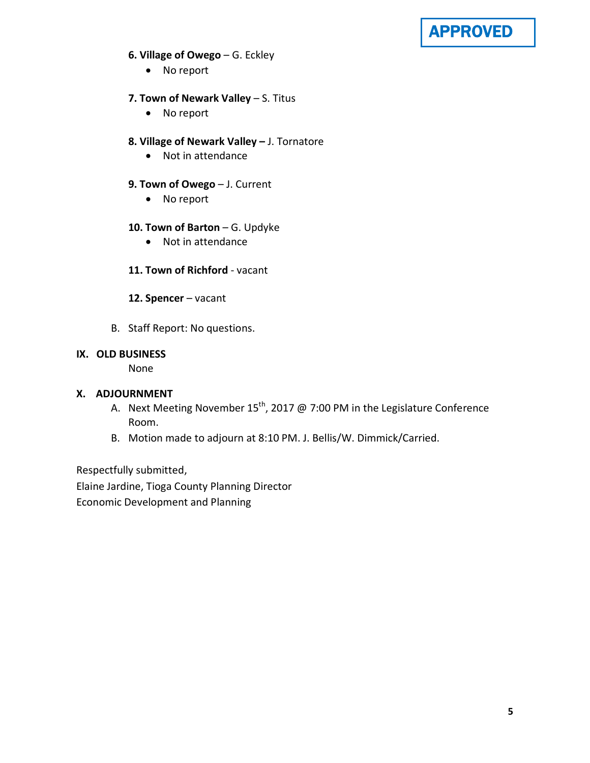**APPROVED**

**6. Village of Owego** – G. Eckley

- No report

**7. Town of Newark Valley** – S. Titus

- No report

**8. Village of Newark Valley –** J. Tornatore

- Not in attendance

**9. Town of Owego** – J. Current

- No report

**10. Town of Barton** – G. Updyke

- Not in attendance

**11. Town of Richford** - vacant

**12. Spencer** – vacant

B. Staff Report: No questions.

## IX. OLD BUSINESS

None

## X. ADJOURNMENT

A. Next Meeting November 15th, 2017 @ 7:00 PM in the Legislature Conference Room.

B. Motion made to adjourn at 8:10 PM. J. Bellis/W. Dimmick/Carried.

Respectfully submitted,

Elaine Jardine, Tioga County Planning Director

Economic Development and Planning